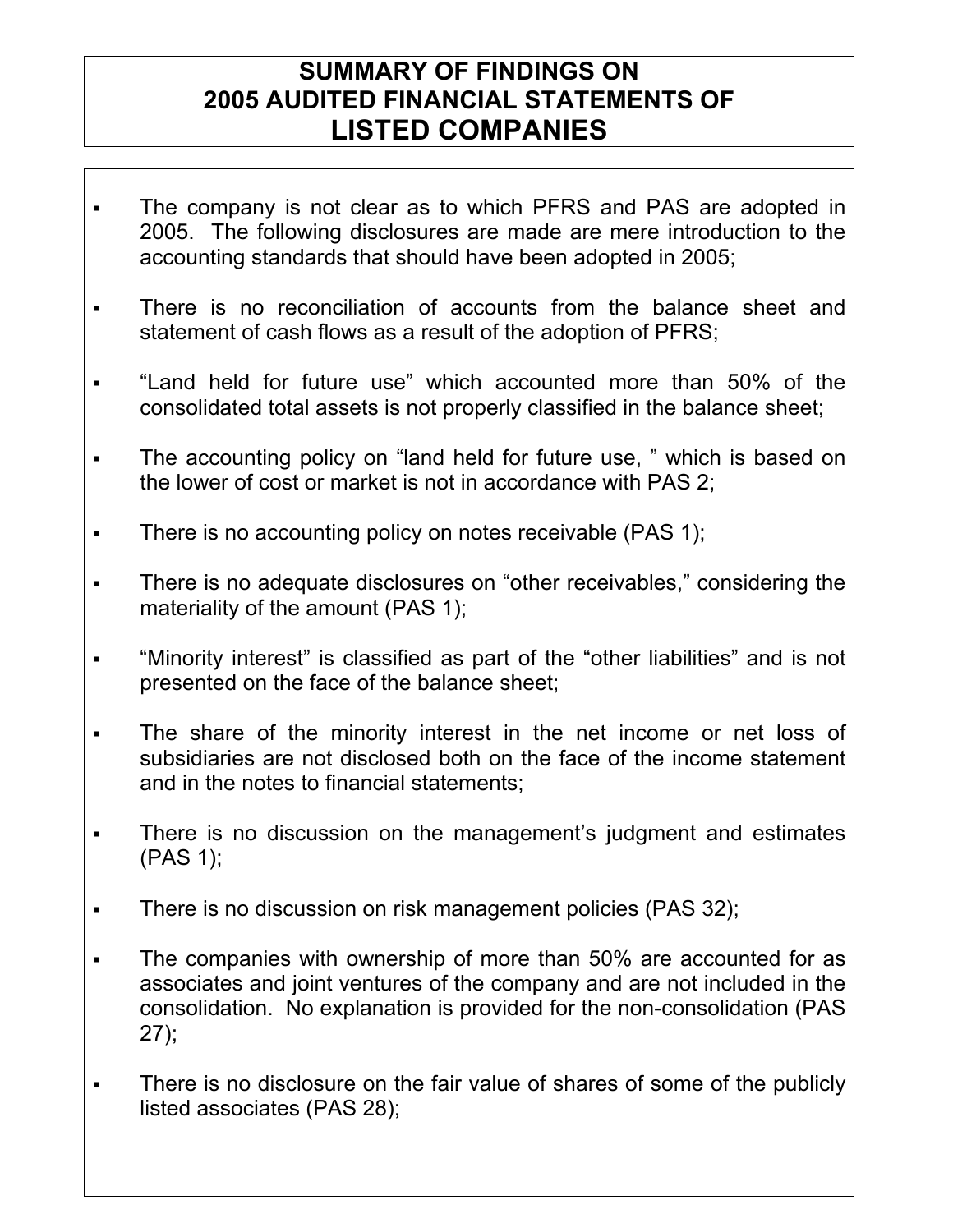# SUMMARY OF FINDINGS ON 2005 AUDITED FINANCIAL STATEMENTS OF LISTED COMPANIES

- The company is not clear as to which PFRS and PAS are adopted in 2005. The following disclosures are made are mere introduction to the accounting standards that should have been adopted in 2005;
- There is no reconciliation of accounts from the balance sheet and statement of cash flows as a result of the adoption of PFRS;
- "Land held for future use" which accounted more than 50% of the consolidated total assets is not properly classified in the balance sheet;
- The accounting policy on "land held for future use, " which is based on the lower of cost or market is not in accordance with PAS 2;
- There is no accounting policy on notes receivable (PAS 1);
- There is no adequate disclosures on "other receivables," considering the materiality of the amount (PAS 1);
- "Minority interest" is classified as part of the "other liabilities" and is not presented on the face of the balance sheet;
- The share of the minority interest in the net income or net loss of subsidiaries are not disclosed both on the face of the income statement and in the notes to financial statements;
- There is no discussion on the management's judgment and estimates (PAS 1);
- There is no discussion on risk management policies (PAS 32);
- The companies with ownership of more than 50% are accounted for as associates and joint ventures of the company and are not included in the consolidation. No explanation is provided for the non-consolidation (PAS 27);
- There is no disclosure on the fair value of shares of some of the publicly listed associates (PAS 28);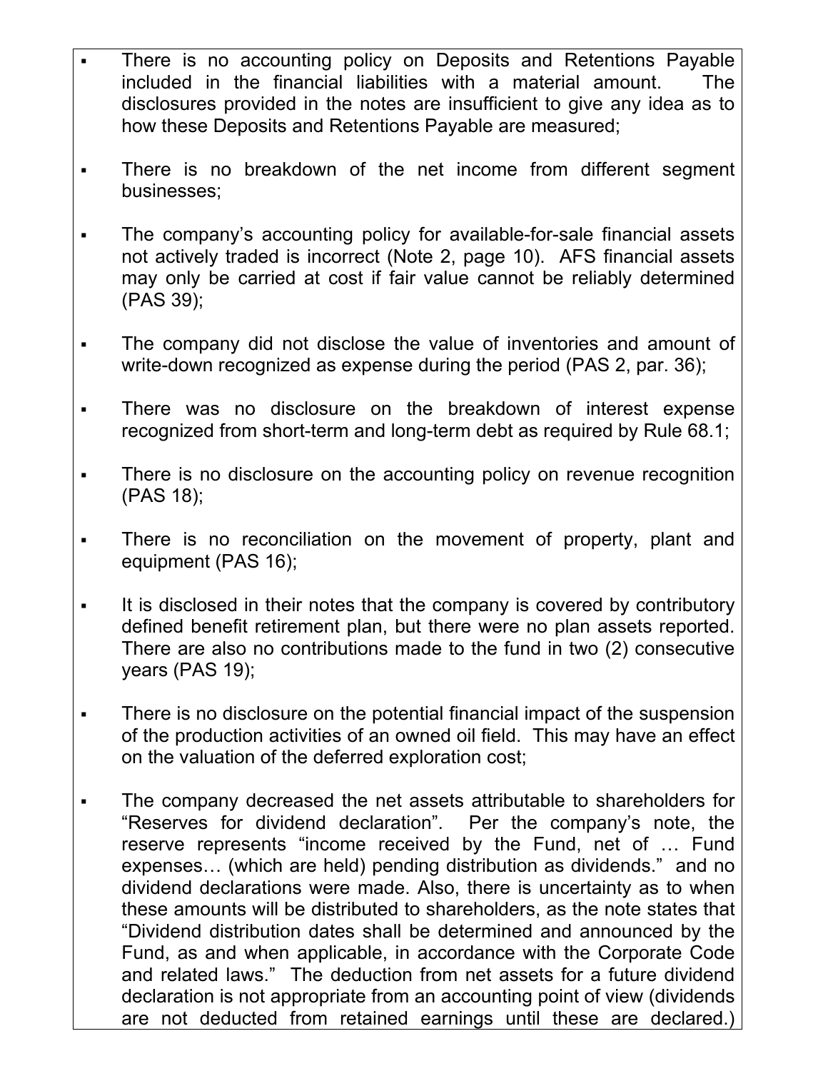- There is no accounting policy on Deposits and Retentions Payable included in the financial liabilities with a material amount. The disclosures provided in the notes are insufficient to give any idea as to how these Deposits and Retentions Payable are measured;

- There is no breakdown of the net income from different segment businesses;

- The company's accounting policy for available-for-sale financial assets not actively traded is incorrect (Note 2, page 10). AFS financial assets may only be carried at cost if fair value cannot be reliably determined (PAS 39);

- The company did not disclose the value of inventories and amount of write-down recognized as expense during the period (PAS 2, par. 36);

- There was no disclosure on the breakdown of interest expense recognized from short-term and long-term debt as required by Rule 68.1;

- There is no disclosure on the accounting policy on revenue recognition (PAS 18);

- There is no reconciliation on the movement of property, plant and equipment (PAS 16);

- It is disclosed in their notes that the company is covered by contributory defined benefit retirement plan, but there were no plan assets reported. There are also no contributions made to the fund in two (2) consecutive years (PAS 19);

- There is no disclosure on the potential financial impact of the suspension of the production activities of an owned oil field. This may have an effect on the valuation of the deferred exploration cost;

- The company decreased the net assets attributable to shareholders for "Reserves for dividend declaration". Per the company's note, the reserve represents "income received by the Fund, net of … Fund expenses… (which are held) pending distribution as dividends." and no dividend declarations were made. Also, there is uncertainty as to when these amounts will be distributed to shareholders, as the note states that "Dividend distribution dates shall be determined and announced by the Fund, as and when applicable, in accordance with the Corporate Code and related laws." The deduction from net assets for a future dividend declaration is not appropriate from an accounting point of view (dividends are not deducted from retained earnings until these are declared.)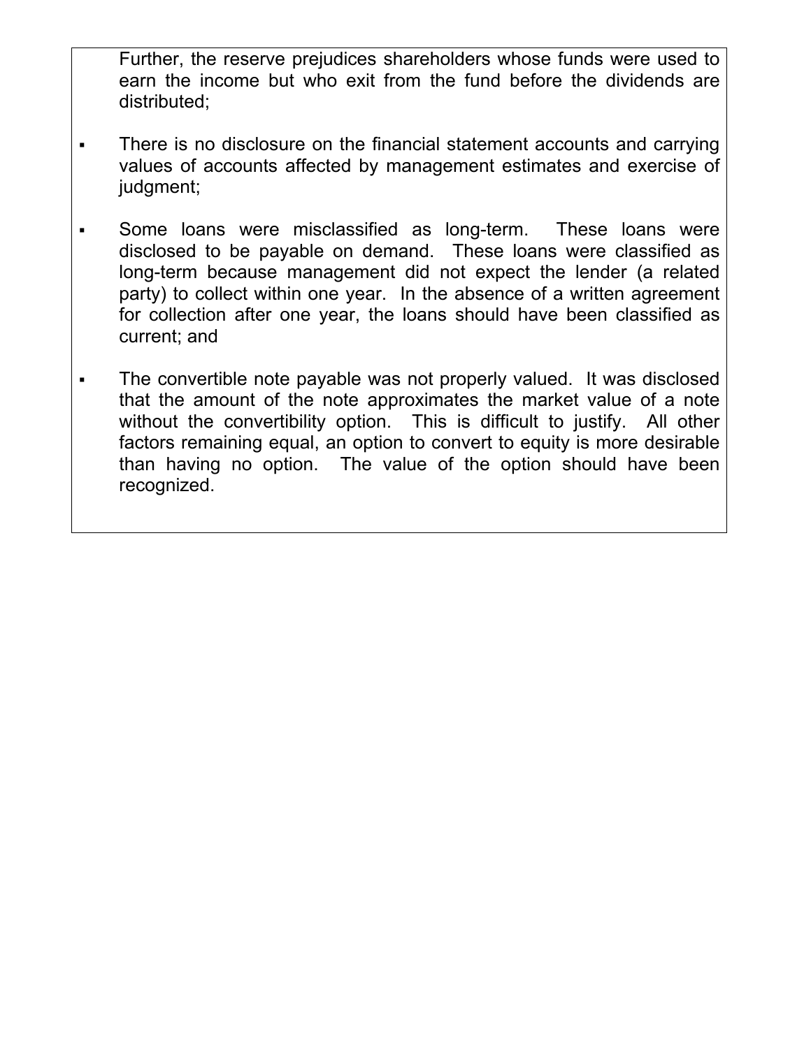Further, the reserve prejudices shareholders whose funds were used to earn the income but who exit from the fund before the dividends are distributed;

- There is no disclosure on the financial statement accounts and carrying values of accounts affected by management estimates and exercise of judgment;

- Some loans were misclassified as long-term. These loans were disclosed to be payable on demand. These loans were classified as long-term because management did not expect the lender (a related party) to collect within one year. In the absence of a written agreement for collection after one year, the loans should have been classified as current; and

- The convertible note payable was not properly valued. It was disclosed that the amount of the note approximates the market value of a note without the convertibility option. This is difficult to justify. All other factors remaining equal, an option to convert to equity is more desirable than having no option. The value of the option should have been recognized.